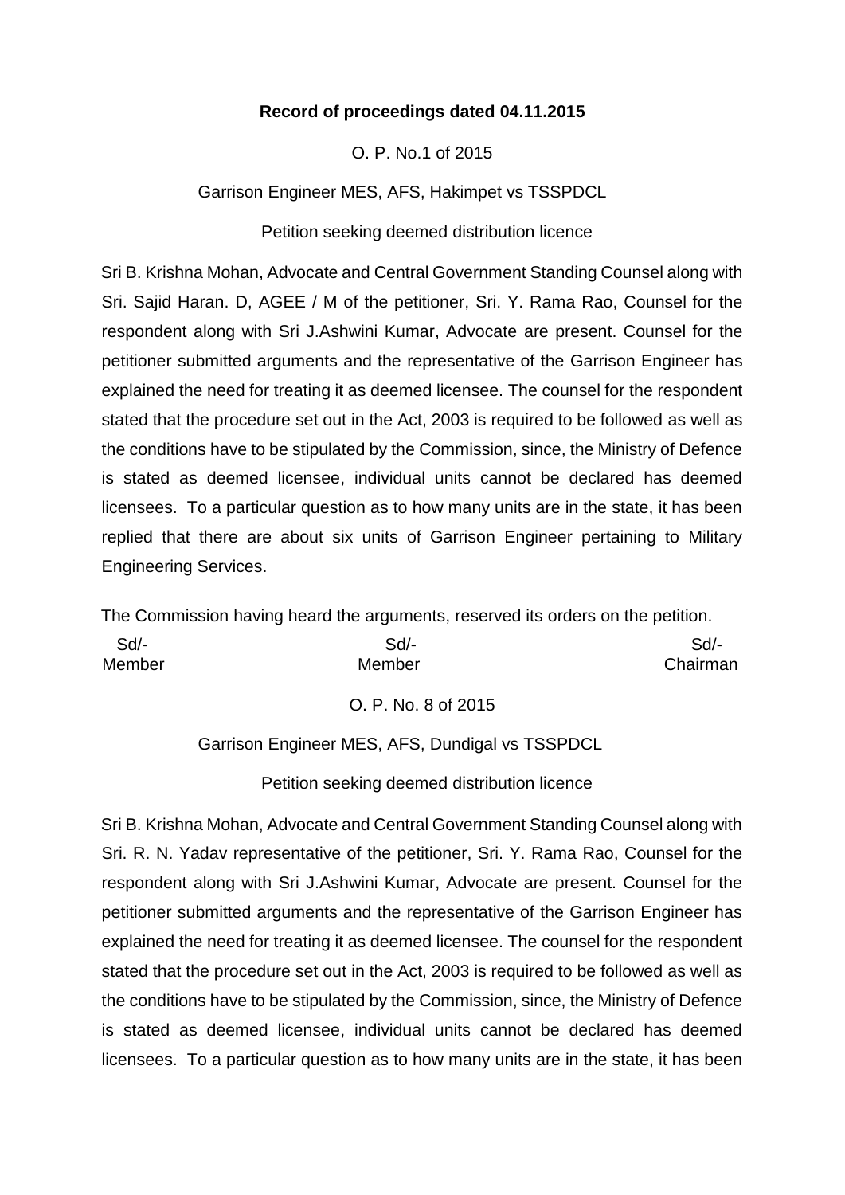**Record of proceedings dated 04.11.2015**

O. P. No.1 of 2015

Garrison Engineer MES, AFS, Hakimpet vs TSSPDCL

Petition seeking deemed distribution licence

Sri B. Krishna Mohan, Advocate and Central Government Standing Counsel along with Sri. Sajid Haran. D, AGEE / M of the petitioner, Sri. Y. Rama Rao, Counsel for the respondent along with Sri J.Ashwini Kumar, Advocate are present. Counsel for the petitioner submitted arguments and the representative of the Garrison Engineer has explained the need for treating it as deemed licensee. The counsel for the respondent stated that the procedure set out in the Act, 2003 is required to be followed as well as the conditions have to be stipulated by the Commission, since, the Ministry of Defence is stated as deemed licensee, individual units cannot be declared has deemed licensees. To a particular question as to how many units are in the state, it has been replied that there are about six units of Garrison Engineer pertaining to Military Engineering Services.

The Commission having heard the arguments, reserved its orders on the petition.

| Sd/- | Sd/- | Sd/- |
|---|---|---|
| Member | Member | Chairman |

O. P. No. 8 of 2015

Garrison Engineer MES, AFS, Dundigal vs TSSPDCL

Petition seeking deemed distribution licence

Sri B. Krishna Mohan, Advocate and Central Government Standing Counsel along with Sri. R. N. Yadav representative of the petitioner, Sri. Y. Rama Rao, Counsel for the respondent along with Sri J.Ashwini Kumar, Advocate are present. Counsel for the petitioner submitted arguments and the representative of the Garrison Engineer has explained the need for treating it as deemed licensee. The counsel for the respondent stated that the procedure set out in the Act, 2003 is required to be followed as well as the conditions have to be stipulated by the Commission, since, the Ministry of Defence is stated as deemed licensee, individual units cannot be declared has deemed licensees. To a particular question as to how many units are in the state, it has been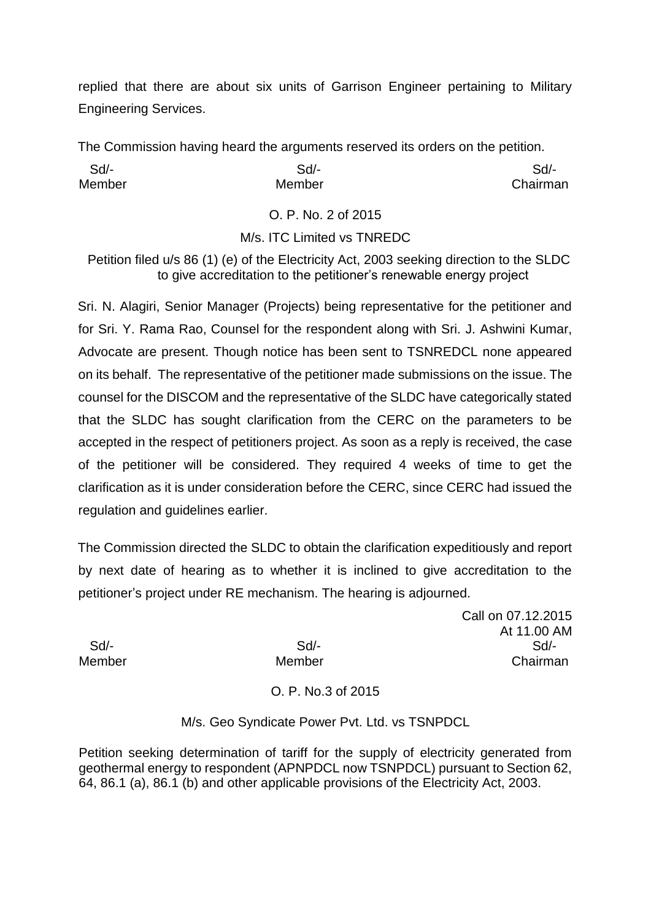replied that there are about six units of Garrison Engineer pertaining to Military Engineering Services.

The Commission having heard the arguments reserved its orders on the petition.

| Sd/- | Sd/- | Sd/- |
|---|---|---|
| Member | Member | Chairman |

O. P. No. 2 of 2015

M/s. ITC Limited vs TNREDC

Petition filed u/s 86 (1) (e) of the Electricity Act, 2003 seeking direction to the SLDC to give accreditation to the petitioner's renewable energy project

Sri. N. Alagiri, Senior Manager (Projects) being representative for the petitioner and for Sri. Y. Rama Rao, Counsel for the respondent along with Sri. J. Ashwini Kumar, Advocate are present. Though notice has been sent to TSNREDCL none appeared on its behalf. The representative of the petitioner made submissions on the issue. The counsel for the DISCOM and the representative of the SLDC have categorically stated that the SLDC has sought clarification from the CERC on the parameters to be accepted in the respect of petitioners project. As soon as a reply is received, the case of the petitioner will be considered. They required 4 weeks of time to get the clarification as it is under consideration before the CERC, since CERC had issued the regulation and guidelines earlier.

The Commission directed the SLDC to obtain the clarification expeditiously and report by next date of hearing as to whether it is inclined to give accreditation to the petitioner's project under RE mechanism. The hearing is adjourned.

Call on 07.12.2015
At 11.00 AM

| Sd/- | Sd/- | Sd/- |
|---|---|---|
| Member | Member | Chairman |

O. P. No.3 of 2015

M/s. Geo Syndicate Power Pvt. Ltd. vs TSNPDCL

Petition seeking determination of tariff for the supply of electricity generated from geothermal energy to respondent (APNPDCL now TSNPDCL) pursuant to Section 62, 64, 86.1 (a), 86.1 (b) and other applicable provisions of the Electricity Act, 2003.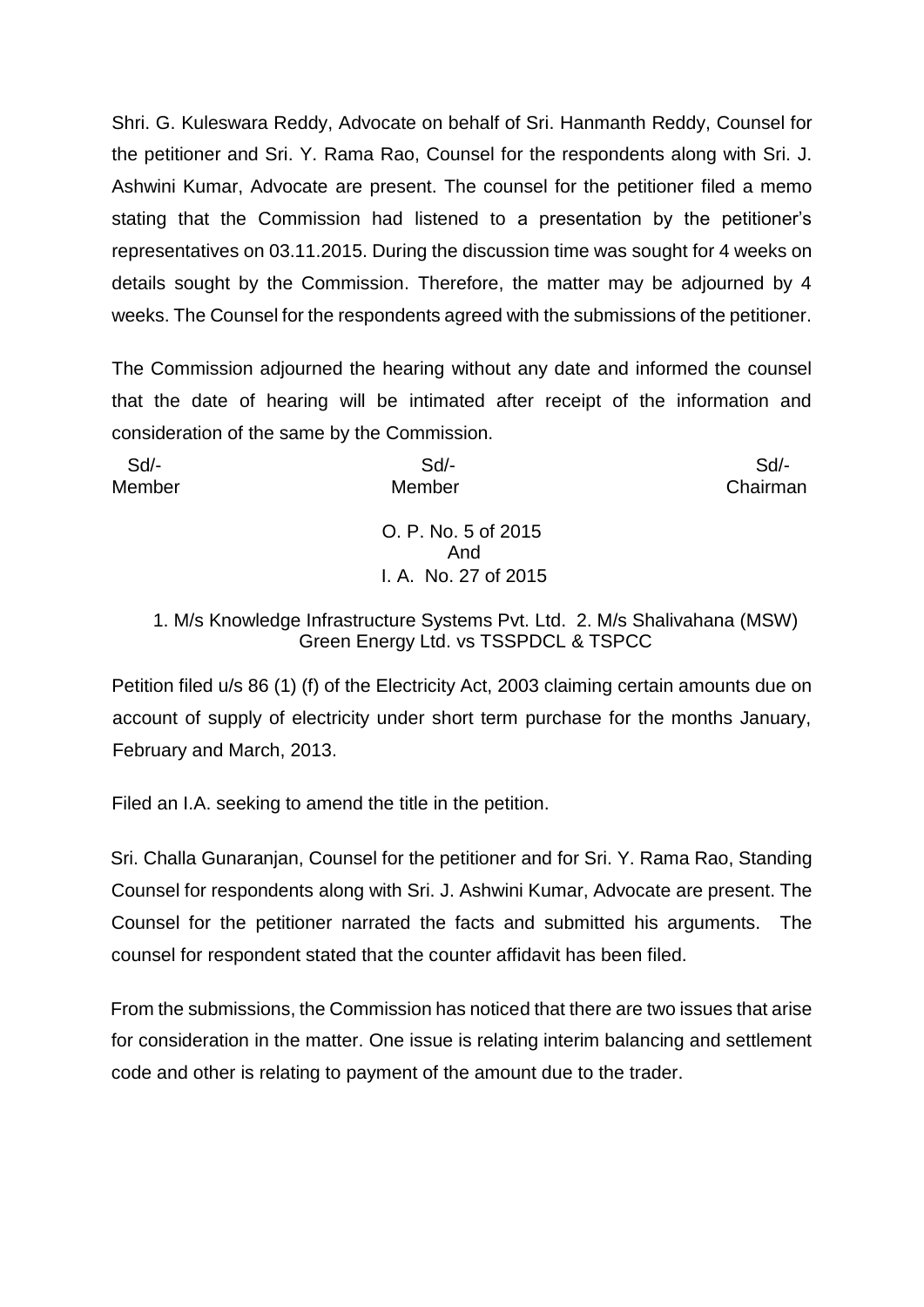Shri. G. Kuleswara Reddy, Advocate on behalf of Sri. Hanmanth Reddy, Counsel for the petitioner and Sri. Y. Rama Rao, Counsel for the respondents along with Sri. J. Ashwini Kumar, Advocate are present. The counsel for the petitioner filed a memo stating that the Commission had listened to a presentation by the petitioner's representatives on 03.11.2015. During the discussion time was sought for 4 weeks on details sought by the Commission. Therefore, the matter may be adjourned by 4 weeks. The Counsel for the respondents agreed with the submissions of the petitioner.

The Commission adjourned the hearing without any date and informed the counsel that the date of hearing will be intimated after receipt of the information and consideration of the same by the Commission.

| Sd/- | Sd/- | Sd/- |
|---|---|---|
| Member | Member | Chairman |

O. P. No. 5 of 2015
And
I. A. No. 27 of 2015

1. M/s Knowledge Infrastructure Systems Pvt. Ltd. 2. M/s Shalivahana (MSW) Green Energy Ltd. vs TSSPDCL & TSPCC

Petition filed u/s 86 (1) (f) of the Electricity Act, 2003 claiming certain amounts due on account of supply of electricity under short term purchase for the months January, February and March, 2013.

Filed an I.A. seeking to amend the title in the petition.

Sri. Challa Gunaranjan, Counsel for the petitioner and for Sri. Y. Rama Rao, Standing Counsel for respondents along with Sri. J. Ashwini Kumar, Advocate are present. The Counsel for the petitioner narrated the facts and submitted his arguments. The counsel for respondent stated that the counter affidavit has been filed.

From the submissions, the Commission has noticed that there are two issues that arise for consideration in the matter. One issue is relating interim balancing and settlement code and other is relating to payment of the amount due to the trader.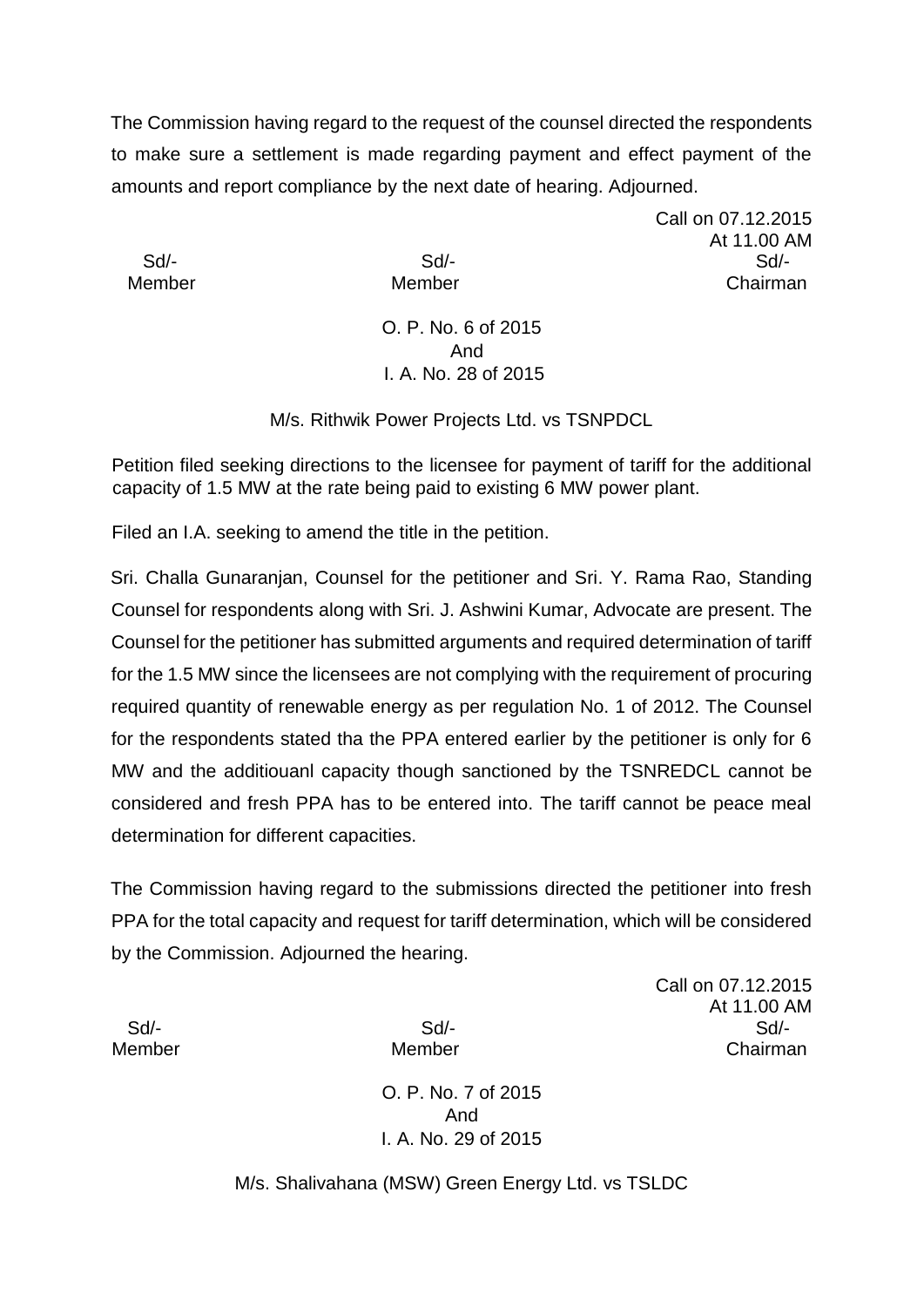The Commission having regard to the request of the counsel directed the respondents to make sure a settlement is made regarding payment and effect payment of the amounts and report compliance by the next date of hearing. Adjourned.

Call on 07.12.2015
At 11.00 AM

| Sd/- | Sd/- | Sd/- |
|---|---|---|
| Member | Member | Chairman |

O. P. No. 6 of 2015
And
I. A. No. 28 of 2015

M/s. Rithwik Power Projects Ltd. vs TSNPDCL

Petition filed seeking directions to the licensee for payment of tariff for the additional capacity of 1.5 MW at the rate being paid to existing 6 MW power plant.

Filed an I.A. seeking to amend the title in the petition.

Sri. Challa Gunaranjan, Counsel for the petitioner and Sri. Y. Rama Rao, Standing Counsel for respondents along with Sri. J. Ashwini Kumar, Advocate are present. The Counsel for the petitioner has submitted arguments and required determination of tariff for the 1.5 MW since the licensees are not complying with the requirement of procuring required quantity of renewable energy as per regulation No. 1 of 2012. The Counsel for the respondents stated tha the PPA entered earlier by the petitioner is only for 6 MW and the additiouanl capacity though sanctioned by the TSNREDCL cannot be considered and fresh PPA has to be entered into. The tariff cannot be peace meal determination for different capacities.

The Commission having regard to the submissions directed the petitioner into fresh PPA for the total capacity and request for tariff determination, which will be considered by the Commission. Adjourned the hearing.

Call on 07.12.2015
At 11.00 AM

| Sd/- | Sd/- | Sd/- |
|---|---|---|
| Member | Member | Chairman |

O. P. No. 7 of 2015
And
I. A. No. 29 of 2015

M/s. Shalivahana (MSW) Green Energy Ltd. vs TSLDC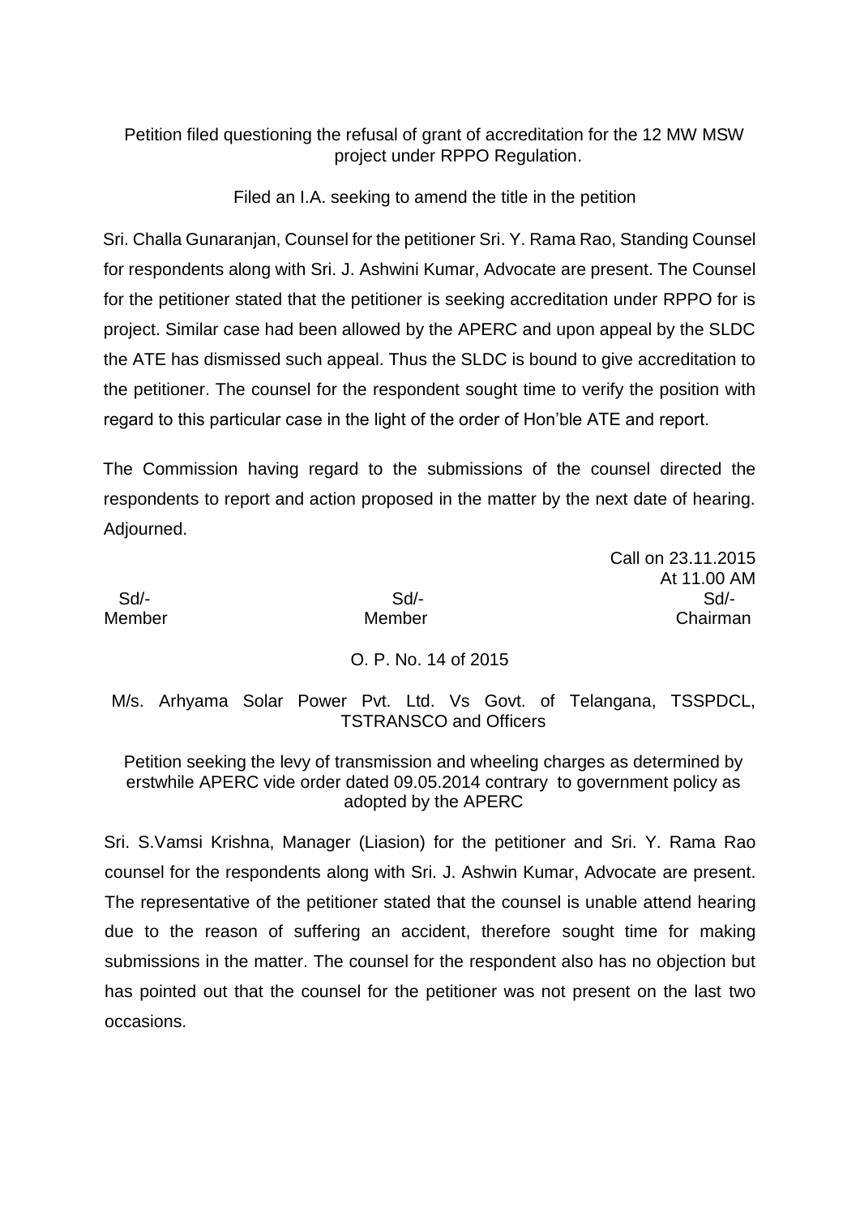Petition filed questioning the refusal of grant of accreditation for the 12 MW MSW project under RPPO Regulation.

Filed an I.A. seeking to amend the title in the petition

Sri. Challa Gunaranjan, Counsel for the petitioner Sri. Y. Rama Rao, Standing Counsel for respondents along with Sri. J. Ashwini Kumar, Advocate are present. The Counsel for the petitioner stated that the petitioner is seeking accreditation under RPPO for is project. Similar case had been allowed by the APERC and upon appeal by the SLDC the ATE has dismissed such appeal. Thus the SLDC is bound to give accreditation to the petitioner. The counsel for the respondent sought time to verify the position with regard to this particular case in the light of the order of Hon'ble ATE and report.

The Commission having regard to the submissions of the counsel directed the respondents to report and action proposed in the matter by the next date of hearing. Adjourned.

Call on 23.11.2015
At 11.00 AM

| Sd/- | Sd/- | Sd/- |
|---|---|---|
| Member | Member | Chairman |

O. P. No. 14 of 2015

M/s. Arhyama Solar Power Pvt. Ltd. Vs Govt. of Telangana, TSSPDCL, TSTRANSCO and Officers

Petition seeking the levy of transmission and wheeling charges as determined by erstwhile APERC vide order dated 09.05.2014 contrary to government policy as adopted by the APERC

Sri. S.Vamsi Krishna, Manager (Liasion) for the petitioner and Sri. Y. Rama Rao counsel for the respondents along with Sri. J. Ashwin Kumar, Advocate are present. The representative of the petitioner stated that the counsel is unable attend hearing due to the reason of suffering an accident, therefore sought time for making submissions in the matter. The counsel for the respondent also has no objection but has pointed out that the counsel for the petitioner was not present on the last two occasions.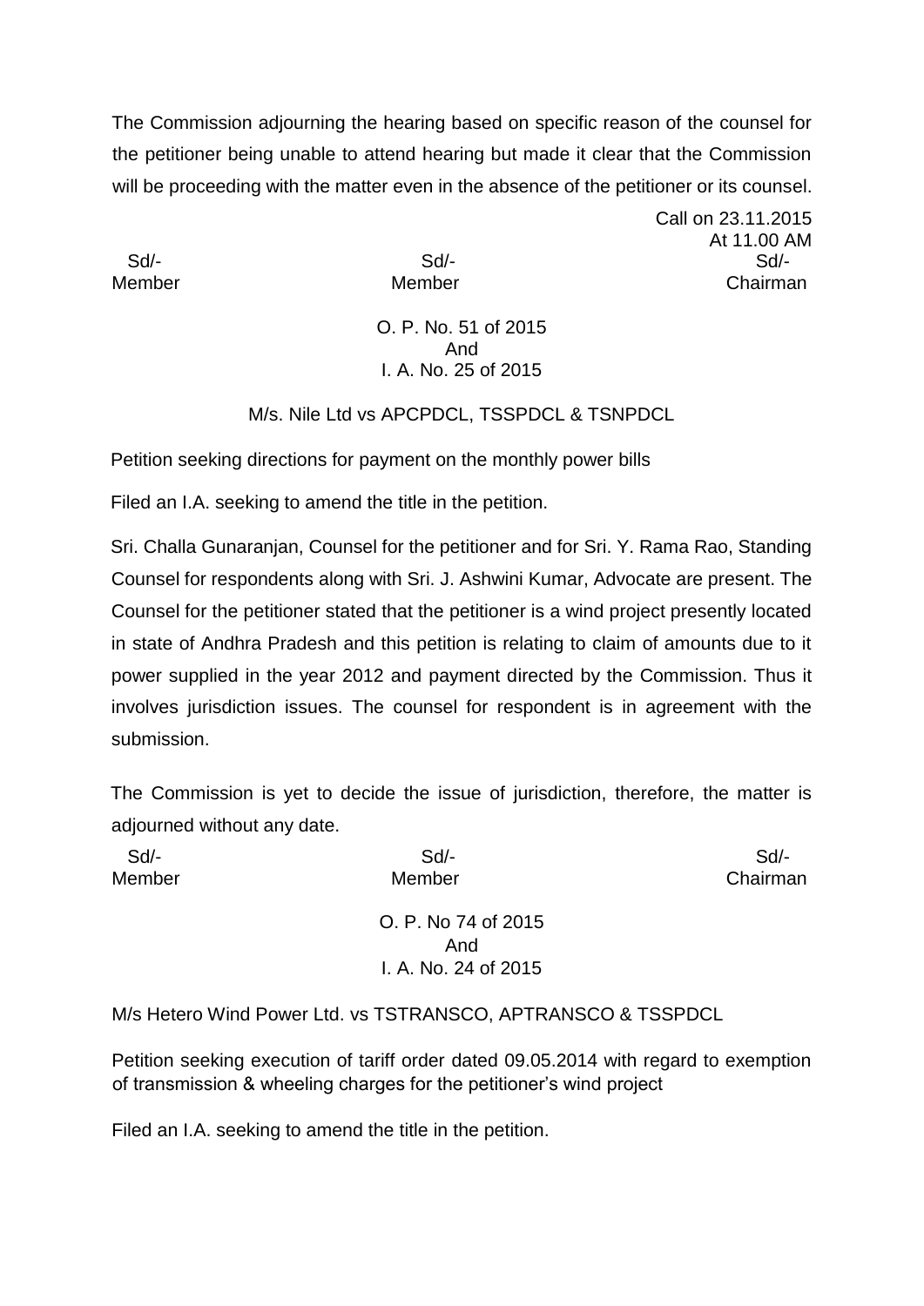The Commission adjourning the hearing based on specific reason of the counsel for the petitioner being unable to attend hearing but made it clear that the Commission will be proceeding with the matter even in the absence of the petitioner or its counsel.

Call on 23.11.2015
At 11.00 AM

| Sd/- | Sd/- | Sd/- |
|---|---|---|
| Member | Member | Chairman |

O. P. No. 51 of 2015
And
I. A. No. 25 of 2015

M/s. Nile Ltd vs APCPDCL, TSSPDCL & TSNPDCL

Petition seeking directions for payment on the monthly power bills

Filed an I.A. seeking to amend the title in the petition.

Sri. Challa Gunaranjan, Counsel for the petitioner and for Sri. Y. Rama Rao, Standing Counsel for respondents along with Sri. J. Ashwini Kumar, Advocate are present. The Counsel for the petitioner stated that the petitioner is a wind project presently located in state of Andhra Pradesh and this petition is relating to claim of amounts due to it power supplied in the year 2012 and payment directed by the Commission. Thus it involves jurisdiction issues. The counsel for respondent is in agreement with the submission.

The Commission is yet to decide the issue of jurisdiction, therefore, the matter is adjourned without any date.

| Sd/- | Sd/- | Sd/- |
|---|---|---|
| Member | Member | Chairman |

O. P. No 74 of 2015
And
I. A. No. 24 of 2015

M/s Hetero Wind Power Ltd. vs TSTRANSCO, APTRANSCO & TSSPDCL

Petition seeking execution of tariff order dated 09.05.2014 with regard to exemption of transmission & wheeling charges for the petitioner's wind project

Filed an I.A. seeking to amend the title in the petition.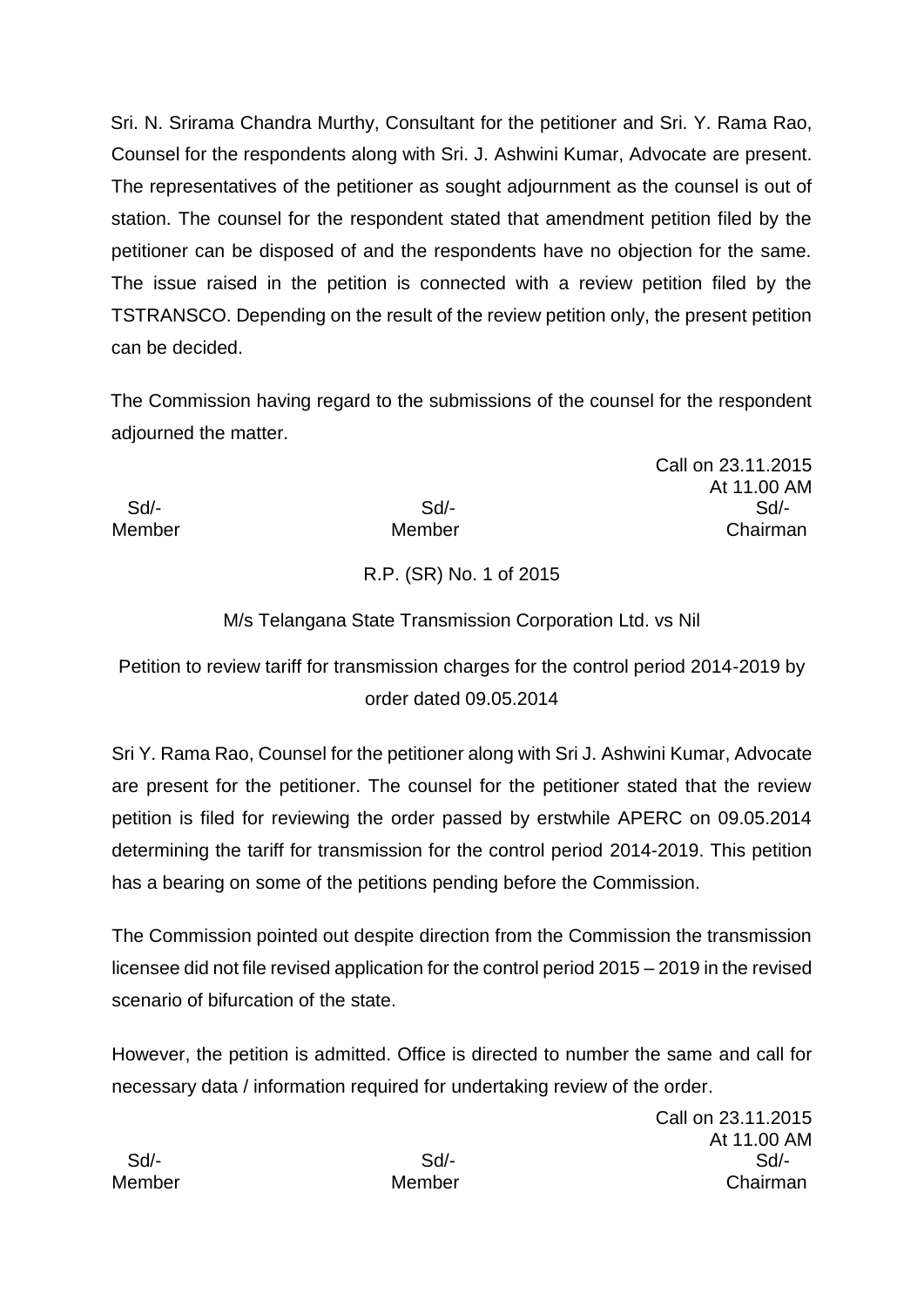Sri. N. Srirama Chandra Murthy, Consultant for the petitioner and Sri. Y. Rama Rao, Counsel for the respondents along with Sri. J. Ashwini Kumar, Advocate are present. The representatives of the petitioner as sought adjournment as the counsel is out of station. The counsel for the respondent stated that amendment petition filed by the petitioner can be disposed of and the respondents have no objection for the same. The issue raised in the petition is connected with a review petition filed by the TSTRANSCO. Depending on the result of the review petition only, the present petition can be decided.

The Commission having regard to the submissions of the counsel for the respondent adjourned the matter.

Call on 23.11.2015
At 11.00 AM

| Sd/- | Sd/- | Sd/- |
|---|---|---|
| Member | Member | Chairman |

R.P. (SR) No. 1 of 2015

M/s Telangana State Transmission Corporation Ltd. vs Nil

Petition to review tariff for transmission charges for the control period 2014-2019 by order dated 09.05.2014

Sri Y. Rama Rao, Counsel for the petitioner along with Sri J. Ashwini Kumar, Advocate are present for the petitioner. The counsel for the petitioner stated that the review petition is filed for reviewing the order passed by erstwhile APERC on 09.05.2014 determining the tariff for transmission for the control period 2014-2019. This petition has a bearing on some of the petitions pending before the Commission.

The Commission pointed out despite direction from the Commission the transmission licensee did not file revised application for the control period 2015 – 2019 in the revised scenario of bifurcation of the state.

However, the petition is admitted. Office is directed to number the same and call for necessary data / information required for undertaking review of the order.

Call on 23.11.2015
At 11.00 AM

| Sd/- | Sd/- | Sd/- |
|---|---|---|
| Member | Member | Chairman |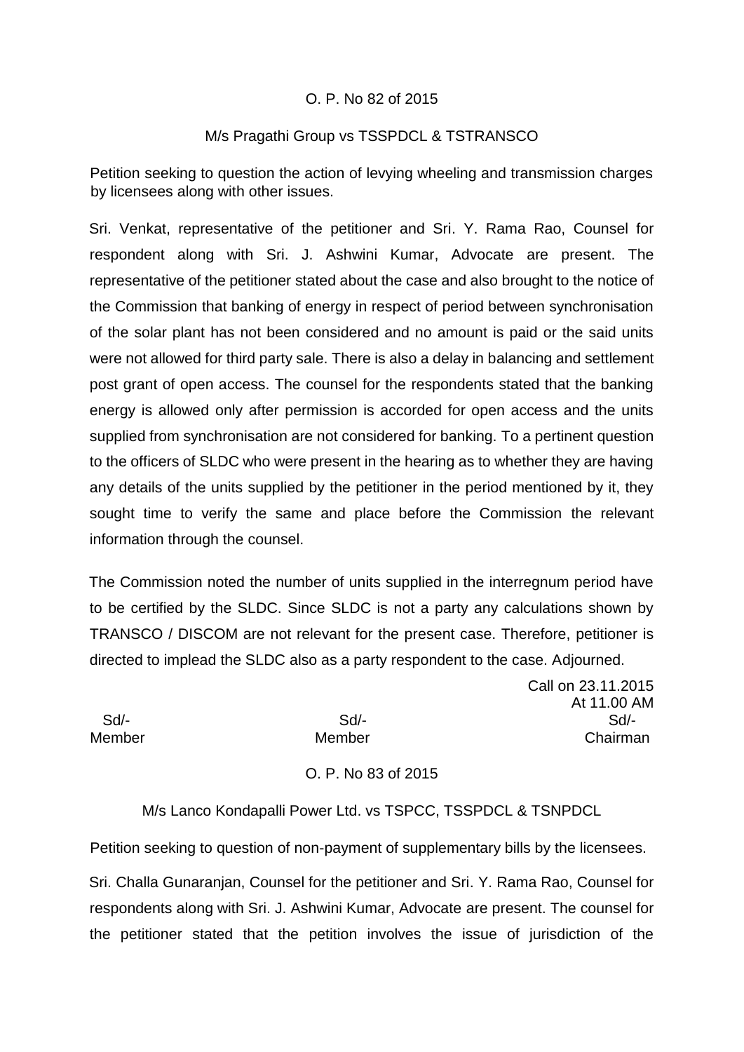O. P. No 82 of 2015

M/s Pragathi Group vs TSSPDCL & TSTRANSCO

Petition seeking to question the action of levying wheeling and transmission charges by licensees along with other issues.

Sri. Venkat, representative of the petitioner and Sri. Y. Rama Rao, Counsel for respondent along with Sri. J. Ashwini Kumar, Advocate are present. The representative of the petitioner stated about the case and also brought to the notice of the Commission that banking of energy in respect of period between synchronisation of the solar plant has not been considered and no amount is paid or the said units were not allowed for third party sale. There is also a delay in balancing and settlement post grant of open access. The counsel for the respondents stated that the banking energy is allowed only after permission is accorded for open access and the units supplied from synchronisation are not considered for banking. To a pertinent question to the officers of SLDC who were present in the hearing as to whether they are having any details of the units supplied by the petitioner in the period mentioned by it, they sought time to verify the same and place before the Commission the relevant information through the counsel.

The Commission noted the number of units supplied in the interregnum period have to be certified by the SLDC. Since SLDC is not a party any calculations shown by TRANSCO / DISCOM are not relevant for the present case. Therefore, petitioner is directed to implead the SLDC also as a party respondent to the case. Adjourned.

Call on 23.11.2015
At 11.00 AM

| Sd/- | Sd/- | Sd/- |
|---|---|---|
| Member | Member | Chairman |

O. P. No 83 of 2015

M/s Lanco Kondapalli Power Ltd. vs TSPCC, TSSPDCL & TSNPDCL

Petition seeking to question of non-payment of supplementary bills by the licensees.

Sri. Challa Gunaranjan, Counsel for the petitioner and Sri. Y. Rama Rao, Counsel for respondents along with Sri. J. Ashwini Kumar, Advocate are present. The counsel for the petitioner stated that the petition involves the issue of jurisdiction of the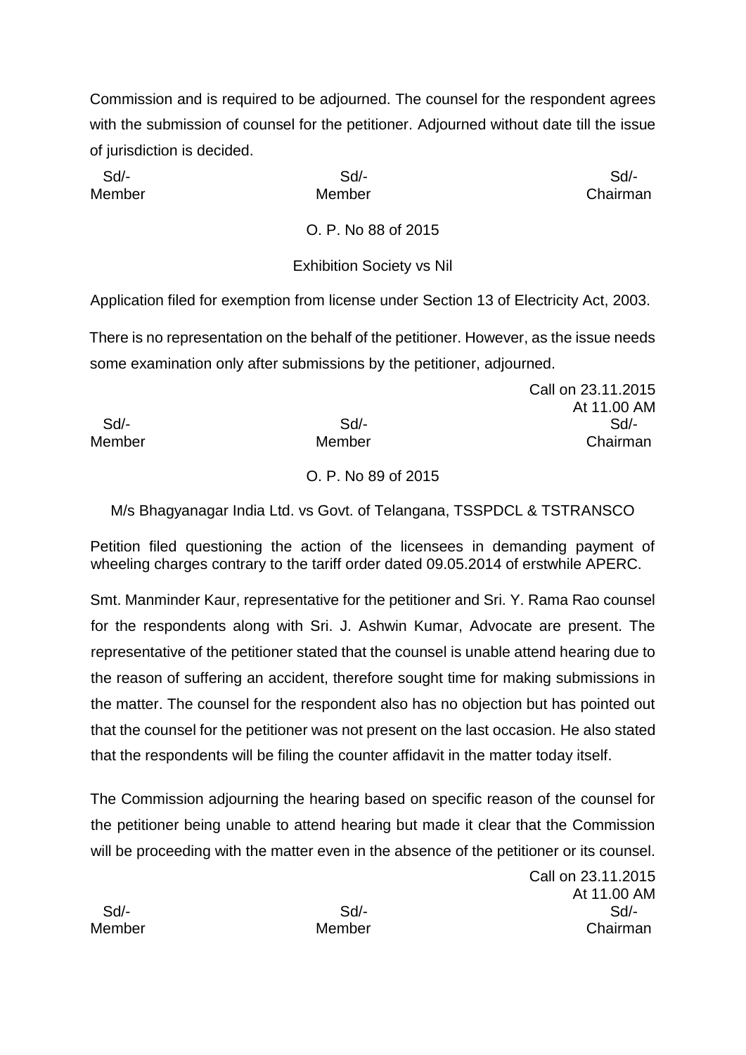Commission and is required to be adjourned. The counsel for the respondent agrees with the submission of counsel for the petitioner. Adjourned without date till the issue of jurisdiction is decided.

| Sd/- | Sd/- | Sd/- |
|---|---|---|
| Member | Member | Chairman |

O. P. No 88 of 2015

Exhibition Society vs Nil

Application filed for exemption from license under Section 13 of Electricity Act, 2003.

There is no representation on the behalf of the petitioner. However, as the issue needs some examination only after submissions by the petitioner, adjourned.

Call on 23.11.2015
At 11.00 AM

| Sd/- | Sd/- | Sd/- |
|---|---|---|
| Member | Member | Chairman |

O. P. No 89 of 2015

M/s Bhagyanagar India Ltd. vs Govt. of Telangana, TSSPDCL & TSTRANSCO

Petition filed questioning the action of the licensees in demanding payment of wheeling charges contrary to the tariff order dated 09.05.2014 of erstwhile APERC.

Smt. Manminder Kaur, representative for the petitioner and Sri. Y. Rama Rao counsel for the respondents along with Sri. J. Ashwin Kumar, Advocate are present. The representative of the petitioner stated that the counsel is unable attend hearing due to the reason of suffering an accident, therefore sought time for making submissions in the matter. The counsel for the respondent also has no objection but has pointed out that the counsel for the petitioner was not present on the last occasion. He also stated that the respondents will be filing the counter affidavit in the matter today itself.

The Commission adjourning the hearing based on specific reason of the counsel for the petitioner being unable to attend hearing but made it clear that the Commission will be proceeding with the matter even in the absence of the petitioner or its counsel.

Call on 23.11.2015
At 11.00 AM

| Sd/- | Sd/- | Sd/- |
|---|---|---|
| Member | Member | Chairman |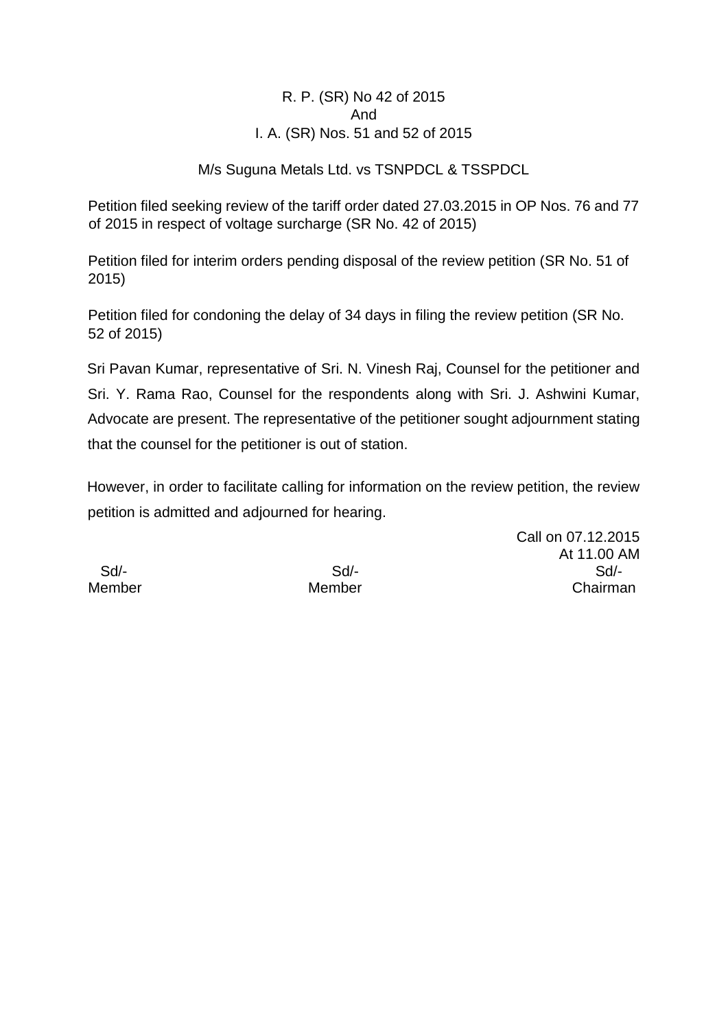R. P. (SR) No 42 of 2015
And
I. A. (SR) Nos. 51 and 52 of 2015

M/s Suguna Metals Ltd. vs TSNPDCL & TSSPDCL

Petition filed seeking review of the tariff order dated 27.03.2015 in OP Nos. 76 and 77 of 2015 in respect of voltage surcharge (SR No. 42 of 2015)

Petition filed for interim orders pending disposal of the review petition (SR No. 51 of 2015)

Petition filed for condoning the delay of 34 days in filing the review petition (SR No. 52 of 2015)

Sri Pavan Kumar, representative of Sri. N. Vinesh Raj, Counsel for the petitioner and Sri. Y. Rama Rao, Counsel for the respondents along with Sri. J. Ashwini Kumar, Advocate are present. The representative of the petitioner sought adjournment stating that the counsel for the petitioner is out of station.

However, in order to facilitate calling for information on the review petition, the review petition is admitted and adjourned for hearing.

Call on 07.12.2015
At 11.00 AM

| | | |
|---|---|---|
| Sd/- | Sd/- | Sd/- |
| Member | Member | Chairman |